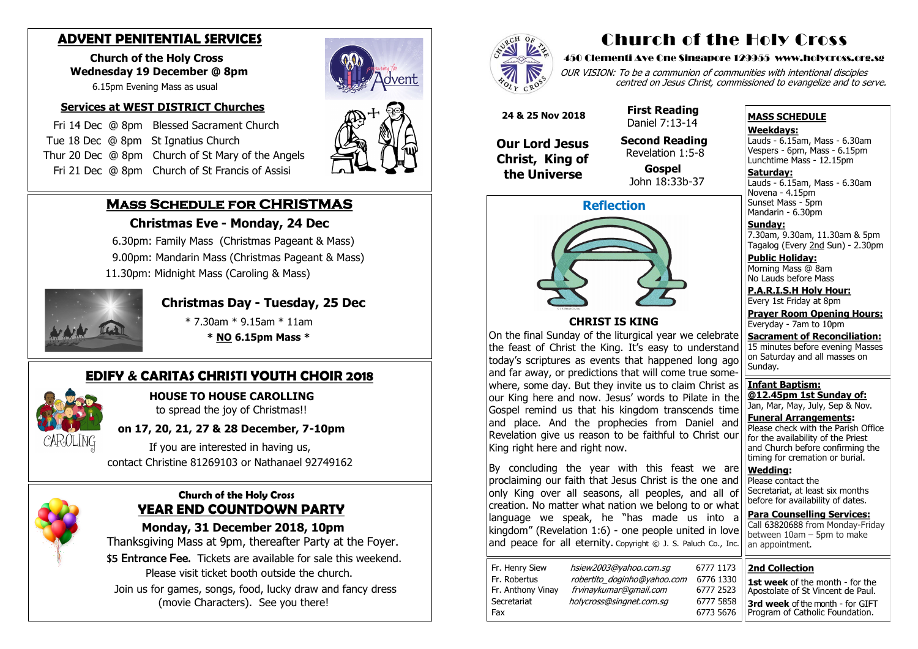## ADVENT PENITENTIAL SERVICES

**Church of the Holy Cross**
**Wednesday 19 December @ 8pm**
6.15pm Evening Mass as usual

### Services at WEST DISTRICT Churches

Fri 14 Dec @ 8pm Blessed Sacrament Church
Tue 18 Dec @ 8pm St Ignatius Church
Thur 20 Dec @ 8pm Church of St Mary of the Angels
Fri 21 Dec @ 8pm Church of St Francis of Assisi

## Mass Schedule for CHRISTMAS

### Christmas Eve - Monday, 24 Dec

6.30pm: Family Mass (Christmas Pageant & Mass)
9.00pm: Mandarin Mass (Christmas Pageant & Mass)
11.30pm: Midnight Mass (Caroling & Mass)

### Christmas Day - Tuesday, 25 Dec

* 7.30am * 9.15am * 11am
**\* NO 6.15pm Mass \***

## EDIFY & CARITAS CHRISTI YOUTH CHOIR 2018

**HOUSE TO HOUSE CAROLLING**
to spread the joy of Christmas!!

**on 17, 20, 21, 27 & 28 December, 7-10pm**

If you are interested in having us,
contact Christine 81269103 or Nathanael 92749162

**Church of the Holy Cross**

## YEAR END COUNTDOWN PARTY

**Monday, 31 December 2018, 10pm**

Thanksgiving Mass at 9pm, thereafter Party at the Foyer.
$5 Entrance Fee. Tickets are available for sale this weekend.
Please visit ticket booth outside the church.
Join us for games, songs, food, lucky draw and fancy dress (movie Characters). See you there!

# Church of the Holy Cross

**450 Clementi Ave One Singapore 129955 www.holycross.org.sg**

*OUR VISION: To be a communion of communities with intentional disciples centred on Jesus Christ, commissioned to evangelize and to serve.*

**24 & 25 Nov 2018**

**Our Lord Jesus Christ, King of the Universe**

**First Reading**
Daniel 7:13-14

**Second Reading**
Revelation 1:5-8

**Gospel**
John 18:33b-37

## Reflection

### CHRIST IS KING

On the final Sunday of the liturgical year we celebrate the feast of Christ the King. It's easy to understand today's scriptures as events that happened long ago and far away, or predictions that will come true somewhere, some day. But they invite us to claim Christ as our King here and now. Jesus' words to Pilate in the Gospel remind us that his kingdom transcends time and place. And the prophecies from Daniel and Revelation give us reason to be faithful to Christ our King right here and right now.

By concluding the year with this feast we are proclaiming our faith that Jesus Christ is the one and only King over all seasons, all peoples, and all of creation. No matter what nation we belong to or what language we speak, he "has made us into a kingdom" (Revelation 1:6) - one people united in love and peace for all eternity. Copyright © J. S. Paluch Co., Inc.

| | | |
|---|---|---|
| Fr. Henry Siew | hsiew2003@yahoo.com.sg | 6777 1173 |
| Fr. Robertus | robertito_doginho@yahoo.com | 6776 1330 |
| Fr. Anthony Vinay | frvinaykumar@gmail.com | 6777 2523 |
| Secretariat | holycross@singnet.com.sg | 6777 5858 |
| Fax | | 6773 5676 |

### MASS SCHEDULE

**Weekdays:**
Lauds - 6.15am, Mass - 6.30am
Vespers - 6pm, Mass - 6.15pm
Lunchtime Mass - 12.15pm

**Saturday:**
Lauds - 6.15am, Mass - 6.30am
Novena - 4.15pm
Sunset Mass - 5pm
Mandarin - 6.30pm

**Sunday:**
7.30am, 9.30am, 11.30am & 5pm
Tagalog (Every 2nd Sun) - 2.30pm

**Public Holiday:**
Morning Mass @ 8am
No Lauds before Mass

**P.A.R.I.S.H Holy Hour:**
Every 1st Friday at 8pm

**Prayer Room Opening Hours:**
Everyday - 7am to 10pm

**Sacrament of Reconciliation:**
15 minutes before evening Masses on Saturday and all masses on Sunday.

**Infant Baptism:**
**@12.45pm 1st Sunday of:**
Jan, Mar, May, July, Sep & Nov.

**Funeral Arrangements:**
Please check with the Parish Office for the availability of the Priest and Church before confirming the timing for cremation or burial.

**Wedding:**
Please contact the Secretariat, at least six months before for availability of dates.

**Para Counselling Services:**
Call 63820688 from Monday-Friday between 10am – 5pm to make an appointment.

### 2nd Collection

**1st week** of the month - for the Apostolate of St Vincent de Paul.
**3rd week** of the month - for GIFT Program of Catholic Foundation.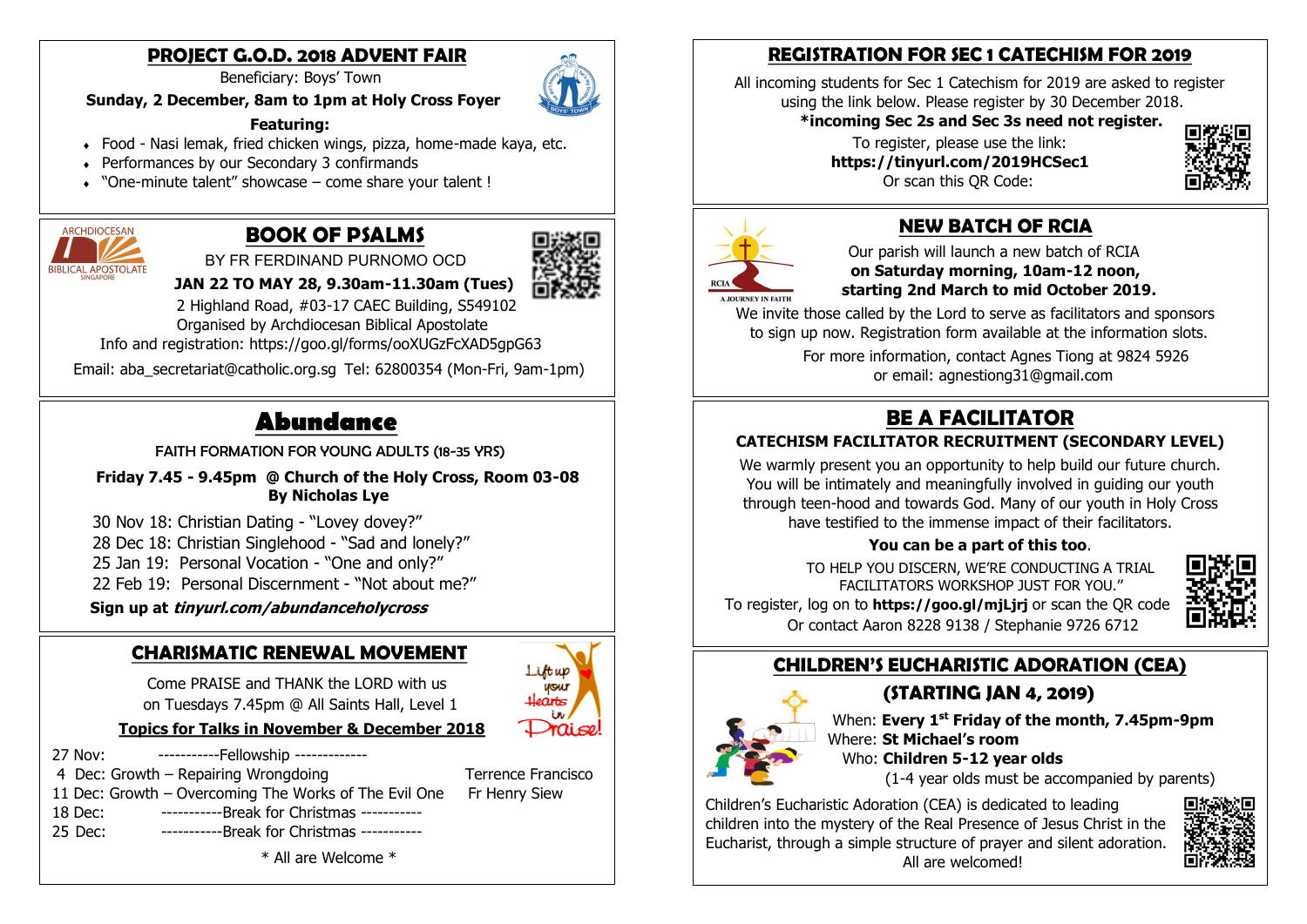## PROJECT G.O.D. 2018 ADVENT FAIR

Beneficiary: Boys' Town

**Sunday, 2 December, 8am to 1pm at Holy Cross Foyer**

**Featuring:**

- Food - Nasi lemak, fried chicken wings, pizza, home-made kaya, etc.
- Performances by our Secondary 3 confirmands
- "One-minute talent" showcase – come share your talent !

## BOOK OF PSALMS

BY FR FERDINAND PURNOMO OCD

**JAN 22 TO MAY 28, 9.30am-11.30am (Tues)**

2 Highland Road, #03-17 CAEC Building, S549102

Organised by Archdiocesan Biblical Apostolate

Info and registration: https://goo.gl/forms/ooXUGzFcXAD5gpG63

Email: aba_secretariat@catholic.org.sg Tel: 62800354 (Mon-Fri, 9am-1pm)

## Abundance

FAITH FORMATION FOR YOUNG ADULTS (18-35 YRS)

**Friday 7.45 - 9.45pm @ Church of the Holy Cross, Room 03-08**
**By Nicholas Lye**

30 Nov 18: Christian Dating - "Lovey dovey?"
28 Dec 18: Christian Singlehood - "Sad and lonely?"
25 Jan 19: Personal Vocation - "One and only?"
22 Feb 19: Personal Discernment - "Not about me?"

**Sign up at *tinyurl.com/abundanceholycross***

## CHARISMATIC RENEWAL MOVEMENT

Come PRAISE and THANK the LORD with us
on Tuesdays 7.45pm @ All Saints Hall, Level 1

**Topics for Talks in November & December 2018**

| | | |
|---|---|---|
| 27 Nov: | -----------Fellowship ------------- | |
| 4 Dec: | Growth – Repairing Wrongdoing | Terrence Francisco |
| 11 Dec: | Growth – Overcoming The Works of The Evil One | Fr Henry Siew |
| 18 Dec: | -----------Break for Christmas ----------- | |
| 25 Dec: | -----------Break for Christmas ----------- | |

\* All are Welcome \*

## REGISTRATION FOR SEC 1 CATECHISM FOR 2019

All incoming students for Sec 1 Catechism for 2019 are asked to register using the link below. Please register by 30 December 2018.

**\*incoming Sec 2s and Sec 3s need not register.**

To register, please use the link:
**https://tinyurl.com/2019HCSec1**
Or scan this QR Code:

## NEW BATCH OF RCIA

Our parish will launch a new batch of RCIA **on Saturday morning, 10am-12 noon, starting 2nd March to mid October 2019.**

We invite those called by the Lord to serve as facilitators and sponsors to sign up now. Registration form available at the information slots.

For more information, contact Agnes Tiong at 9824 5926 or email: agnestiong31@gmail.com

## BE A FACILITATOR

### CATECHISM FACILITATOR RECRUITMENT (SECONDARY LEVEL)

We warmly present you an opportunity to help build our future church. You will be intimately and meaningfully involved in guiding our youth through teen-hood and towards God. Many of our youth in Holy Cross have testified to the immense impact of their facilitators.

**You can be a part of this too**.

TO HELP YOU DISCERN, WE'RE CONDUCTING A TRIAL FACILITATORS WORKSHOP JUST FOR YOU."

To register, log on to **https://goo.gl/mjLjrj** or scan the QR code
Or contact Aaron 8228 9138 / Stephanie 9726 6712

## CHILDREN'S EUCHARISTIC ADORATION (CEA)

### (STARTING JAN 4, 2019)

When: **Every 1st Friday of the month, 7.45pm-9pm**
Where: **St Michael's room**
Who: **Children 5-12 year olds**
(1-4 year olds must be accompanied by parents)

Children's Eucharistic Adoration (CEA) is dedicated to leading children into the mystery of the Real Presence of Jesus Christ in the Eucharist, through a simple structure of prayer and silent adoration.
All are welcomed!